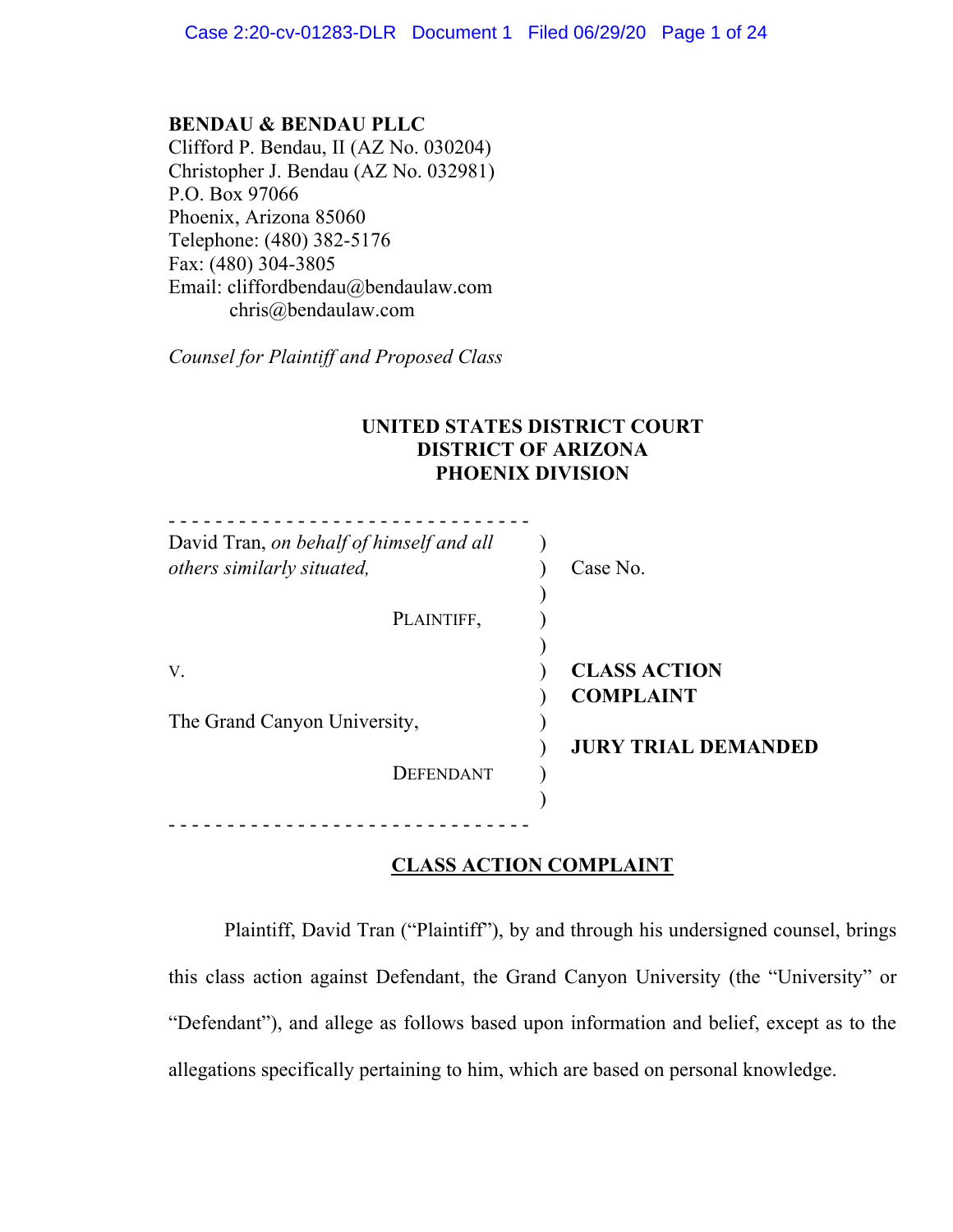**BENDAU & BENDAU PLLC**
Clifford P. Bendau, II (AZ No. 030204)
Christopher J. Bendau (AZ No. 032981)
P.O. Box 97066
Phoenix, Arizona 85060
Telephone: (480) 382-5176
Fax: (480) 304-3805
Email: cliffordbendau@bendaulaw.com
chris@bendaulaw.com

*Counsel for Plaintiff and Proposed Class*

**UNITED STATES DISTRICT COURT**
**DISTRICT OF ARIZONA**
**PHOENIX DIVISION**

| | | |
|---|---|---|
| David Tran, *on behalf of himself and all others similarly situated,* | ) | Case No. |
| PLAINTIFF, | ) | |
| v. | ) | **CLASS ACTION COMPLAINT** |
| The Grand Canyon University, | ) | **JURY TRIAL DEMANDED** |
| DEFENDANT | ) | |

## CLASS ACTION COMPLAINT

Plaintiff, David Tran ("Plaintiff"), by and through his undersigned counsel, brings this class action against Defendant, the Grand Canyon University (the "University" or "Defendant"), and allege as follows based upon information and belief, except as to the allegations specifically pertaining to him, which are based on personal knowledge.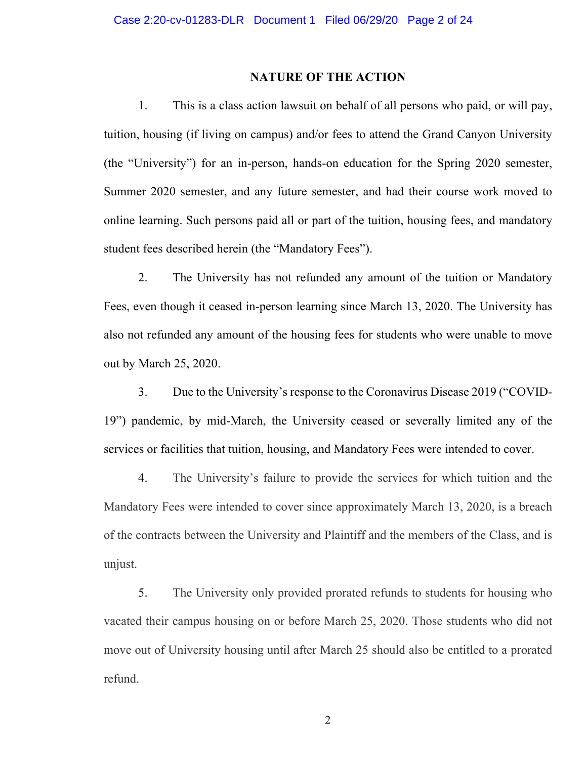## NATURE OF THE ACTION

1. This is a class action lawsuit on behalf of all persons who paid, or will pay, tuition, housing (if living on campus) and/or fees to attend the Grand Canyon University (the "University") for an in-person, hands-on education for the Spring 2020 semester, Summer 2020 semester, and any future semester, and had their course work moved to online learning. Such persons paid all or part of the tuition, housing fees, and mandatory student fees described herein (the "Mandatory Fees").

2. The University has not refunded any amount of the tuition or Mandatory Fees, even though it ceased in-person learning since March 13, 2020. The University has also not refunded any amount of the housing fees for students who were unable to move out by March 25, 2020.

3. Due to the University's response to the Coronavirus Disease 2019 ("COVID-19") pandemic, by mid-March, the University ceased or severally limited any of the services or facilities that tuition, housing, and Mandatory Fees were intended to cover.

4. The University's failure to provide the services for which tuition and the Mandatory Fees were intended to cover since approximately March 13, 2020, is a breach of the contracts between the University and Plaintiff and the members of the Class, and is unjust.

5. The University only provided prorated refunds to students for housing who vacated their campus housing on or before March 25, 2020. Those students who did not move out of University housing until after March 25 should also be entitled to a prorated refund.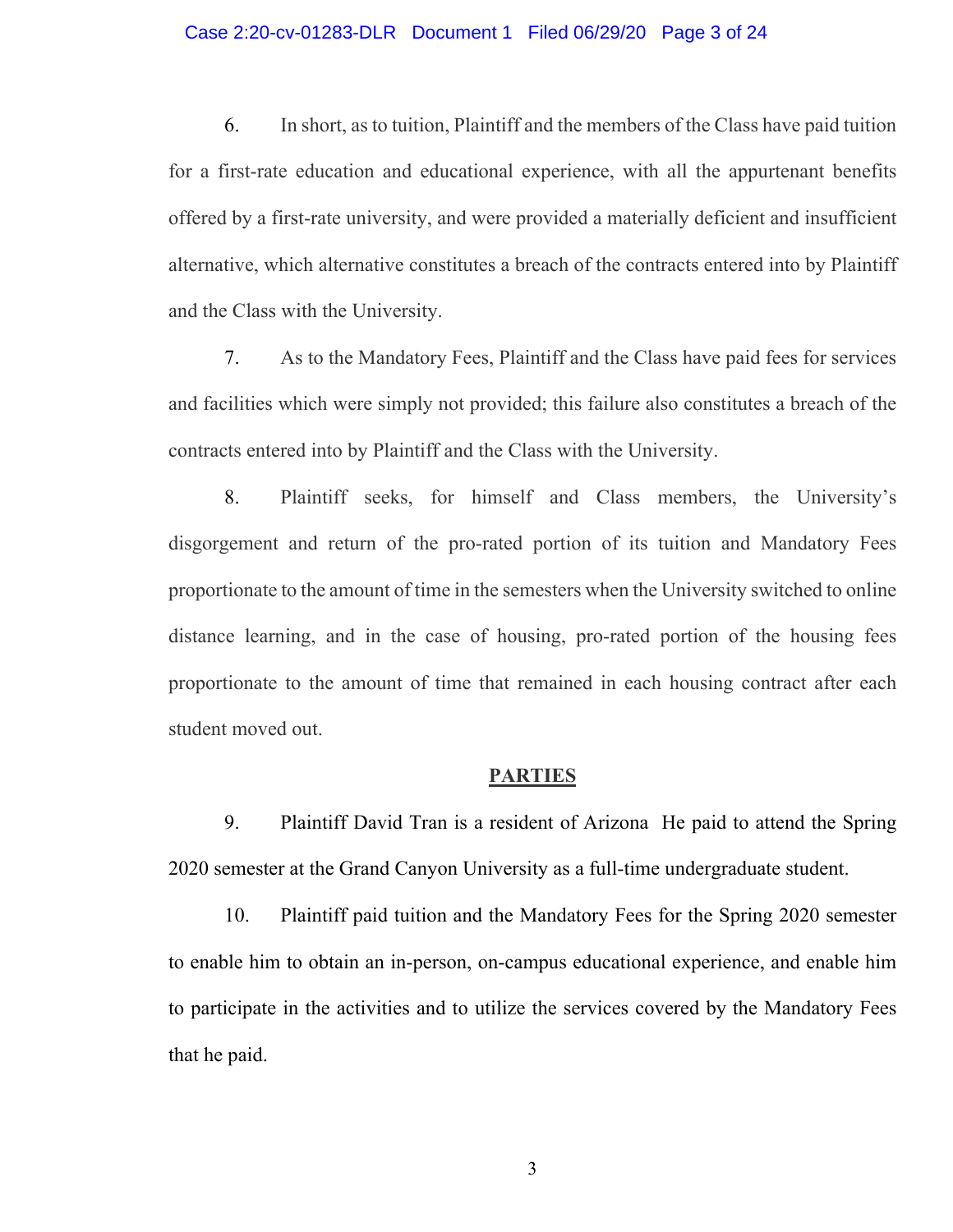6. In short, as to tuition, Plaintiff and the members of the Class have paid tuition for a first-rate education and educational experience, with all the appurtenant benefits offered by a first-rate university, and were provided a materially deficient and insufficient alternative, which alternative constitutes a breach of the contracts entered into by Plaintiff and the Class with the University.

7. As to the Mandatory Fees, Plaintiff and the Class have paid fees for services and facilities which were simply not provided; this failure also constitutes a breach of the contracts entered into by Plaintiff and the Class with the University.

8. Plaintiff seeks, for himself and Class members, the University's disgorgement and return of the pro-rated portion of its tuition and Mandatory Fees proportionate to the amount of time in the semesters when the University switched to online distance learning, and in the case of housing, pro-rated portion of the housing fees proportionate to the amount of time that remained in each housing contract after each student moved out.

## PARTIES

9. Plaintiff David Tran is a resident of Arizona He paid to attend the Spring 2020 semester at the Grand Canyon University as a full-time undergraduate student.

10. Plaintiff paid tuition and the Mandatory Fees for the Spring 2020 semester to enable him to obtain an in-person, on-campus educational experience, and enable him to participate in the activities and to utilize the services covered by the Mandatory Fees that he paid.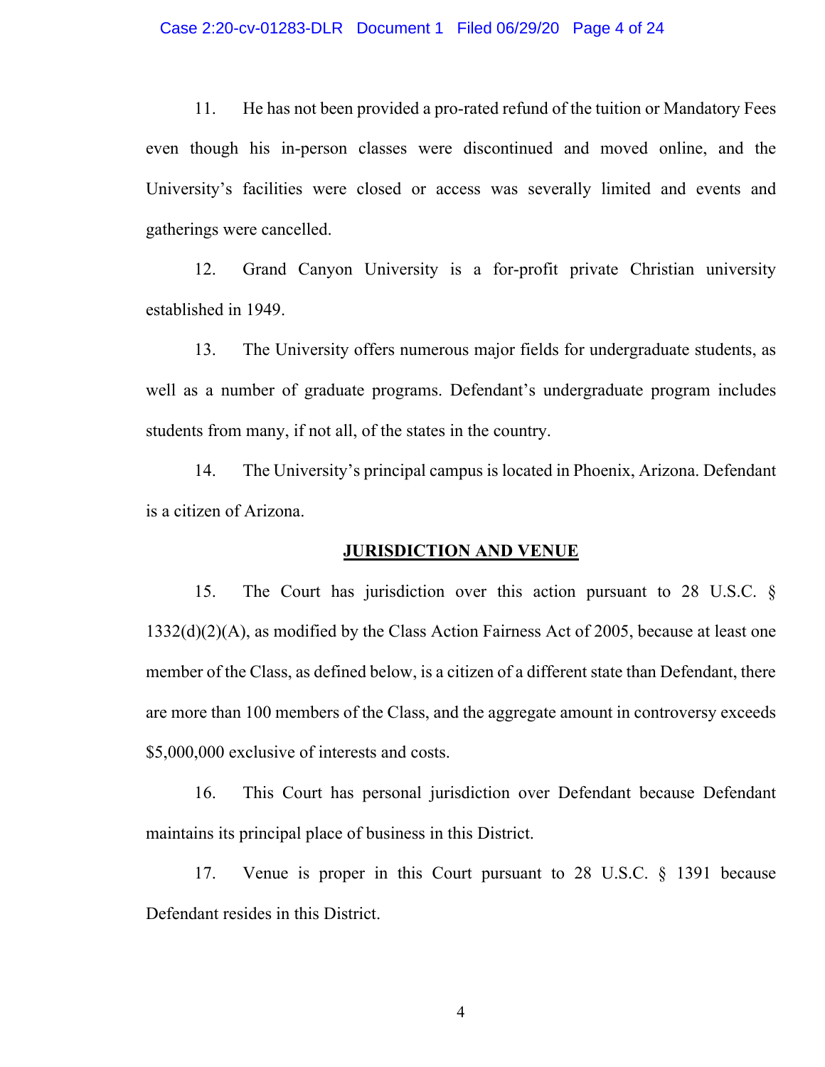11. He has not been provided a pro-rated refund of the tuition or Mandatory Fees even though his in-person classes were discontinued and moved online, and the University's facilities were closed or access was severally limited and events and gatherings were cancelled.

12. Grand Canyon University is a for-profit private Christian university established in 1949.

13. The University offers numerous major fields for undergraduate students, as well as a number of graduate programs. Defendant's undergraduate program includes students from many, if not all, of the states in the country.

14. The University's principal campus is located in Phoenix, Arizona. Defendant is a citizen of Arizona.

## JURISDICTION AND VENUE

15. The Court has jurisdiction over this action pursuant to 28 U.S.C. § 1332(d)(2)(A), as modified by the Class Action Fairness Act of 2005, because at least one member of the Class, as defined below, is a citizen of a different state than Defendant, there are more than 100 members of the Class, and the aggregate amount in controversy exceeds $5,000,000 exclusive of interests and costs.

16. This Court has personal jurisdiction over Defendant because Defendant maintains its principal place of business in this District.

17. Venue is proper in this Court pursuant to 28 U.S.C. § 1391 because Defendant resides in this District.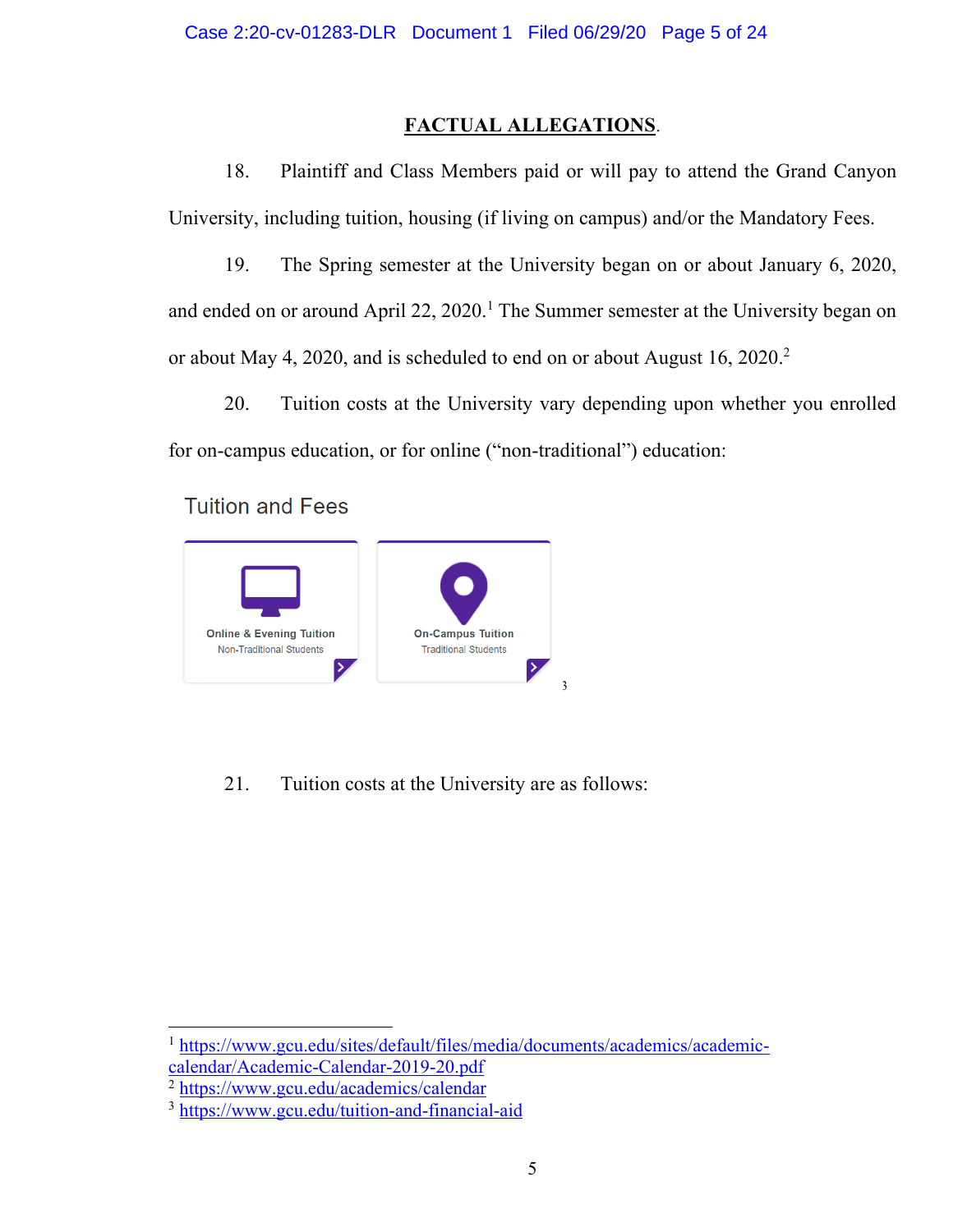## FACTUAL ALLEGATIONS.

18. Plaintiff and Class Members paid or will pay to attend the Grand Canyon University, including tuition, housing (if living on campus) and/or the Mandatory Fees.

19. The Spring semester at the University began on or about January 6, 2020, and ended on or around April 22, 2020.[1] The Summer semester at the University began on or about May 4, 2020, and is scheduled to end on or about August 16, 2020.[2]

20. Tuition costs at the University vary depending upon whether you enrolled for on-campus education, or for online ("non-traditional") education:

Tuition and Fees

Online & Evening Tuition
Non-Traditional Students

On-Campus Tuition
Traditional Students

[3]

21. Tuition costs at the University are as follows:

---

[1] https://www.gcu.edu/sites/default/files/media/documents/academics/academic-calendar/Academic-Calendar-2019-20.pdf

[2] https://www.gcu.edu/academics/calendar

[3] https://www.gcu.edu/tuition-and-financial-aid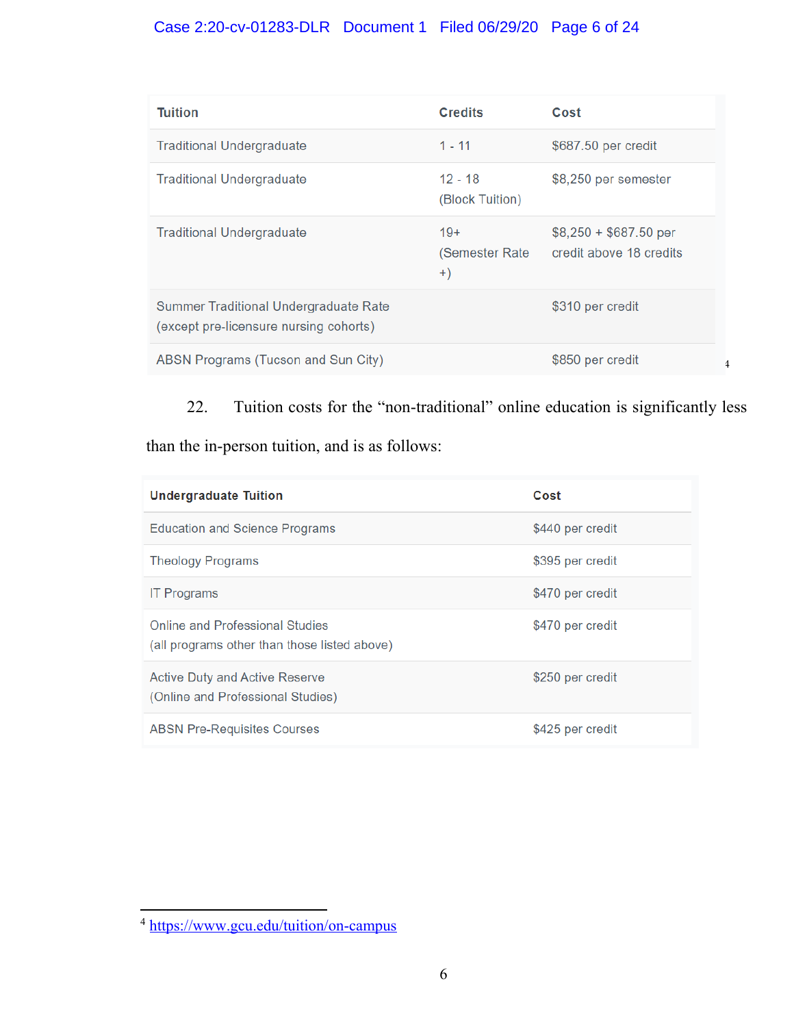| Tuition | Credits | Cost |
| --- | --- | --- |
| Traditional Undergraduate | 1 - 11 | $687.50 per credit |
| Traditional Undergraduate | 12 - 18 (Block Tuition) | $8,250 per semester |
| Traditional Undergraduate | 19+ (Semester Rate +) | $8,250 + $687.50 per credit above 18 credits |
| Summer Traditional Undergraduate Rate (except pre-licensure nursing cohorts) | | $310 per credit |
| ABSN Programs (Tucson and Sun City) | | $850 per credit |

[4]

22. Tuition costs for the "non-traditional" online education is significantly less than the in-person tuition, and is as follows:

| Undergraduate Tuition | Cost |
| --- | --- |
| Education and Science Programs | $440 per credit |
| Theology Programs | $395 per credit |
| IT Programs | $470 per credit |
| Online and Professional Studies (all programs other than those listed above) | $470 per credit |
| Active Duty and Active Reserve (Online and Professional Studies) | $250 per credit |
| ABSN Pre-Requisites Courses | $425 per credit |

---

[4] https://www.gcu.edu/tuition/on-campus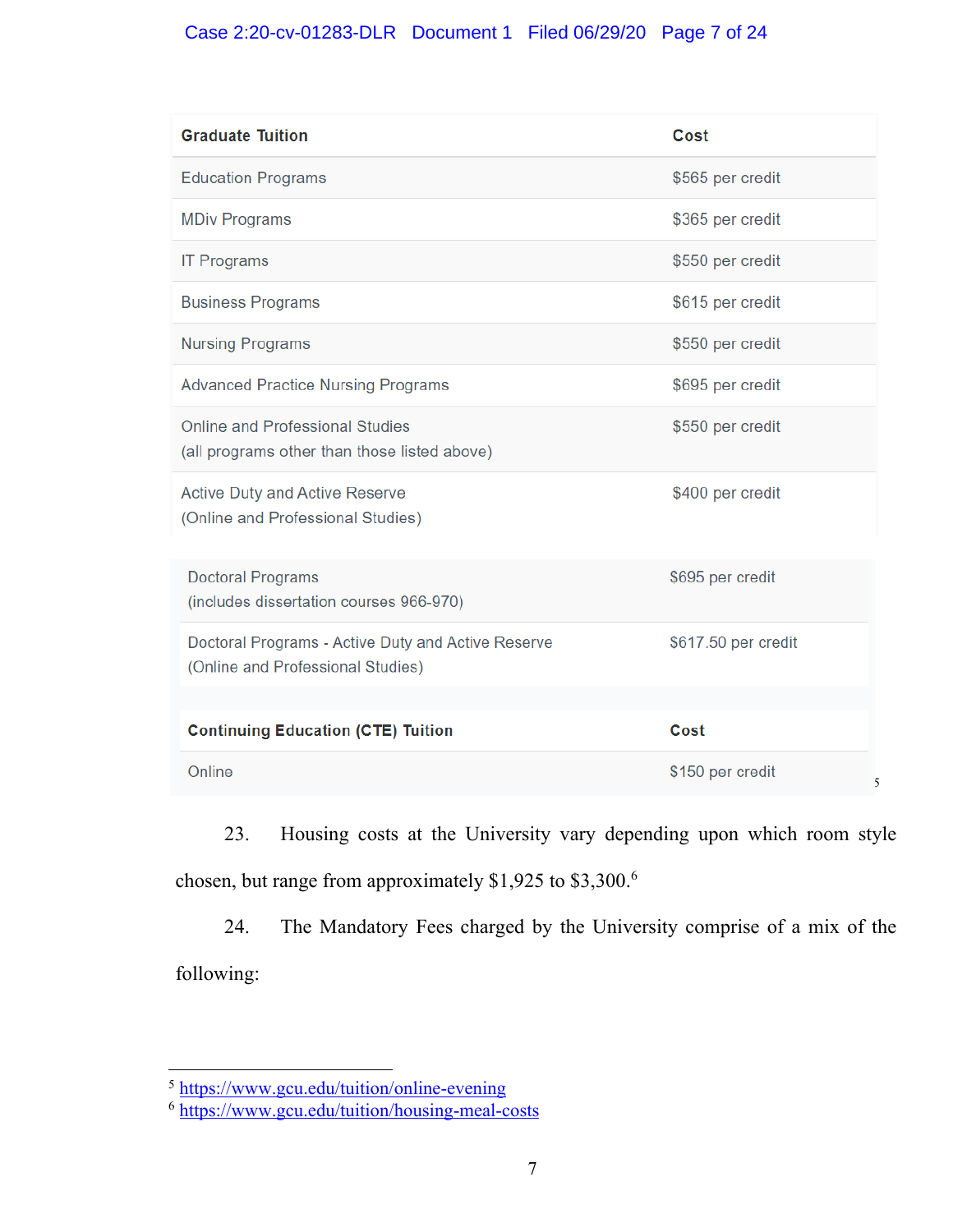| Graduate Tuition | Cost |
| --- | --- |
| Education Programs | $565 per credit |
| MDiv Programs | $365 per credit |
| IT Programs | $550 per credit |
| Business Programs | $615 per credit |
| Nursing Programs | $550 per credit |
| Advanced Practice Nursing Programs | $695 per credit |
| Online and Professional Studies (all programs other than those listed above) | $550 per credit |
| Active Duty and Active Reserve (Online and Professional Studies) | $400 per credit |
| Doctoral Programs (includes dissertation courses 966-970) | $695 per credit |
| Doctoral Programs - Active Duty and Active Reserve (Online and Professional Studies) | $617.50 per credit |

| Continuing Education (CTE) Tuition | Cost |
| --- | --- |
| Online | $150 per credit |

[5]

23. Housing costs at the University vary depending upon which room style chosen, but range from approximately $1,925 to $3,300.[6]

24. The Mandatory Fees charged by the University comprise of a mix of the following:

---

[5] https://www.gcu.edu/tuition/online-evening

[6] https://www.gcu.edu/tuition/housing-meal-costs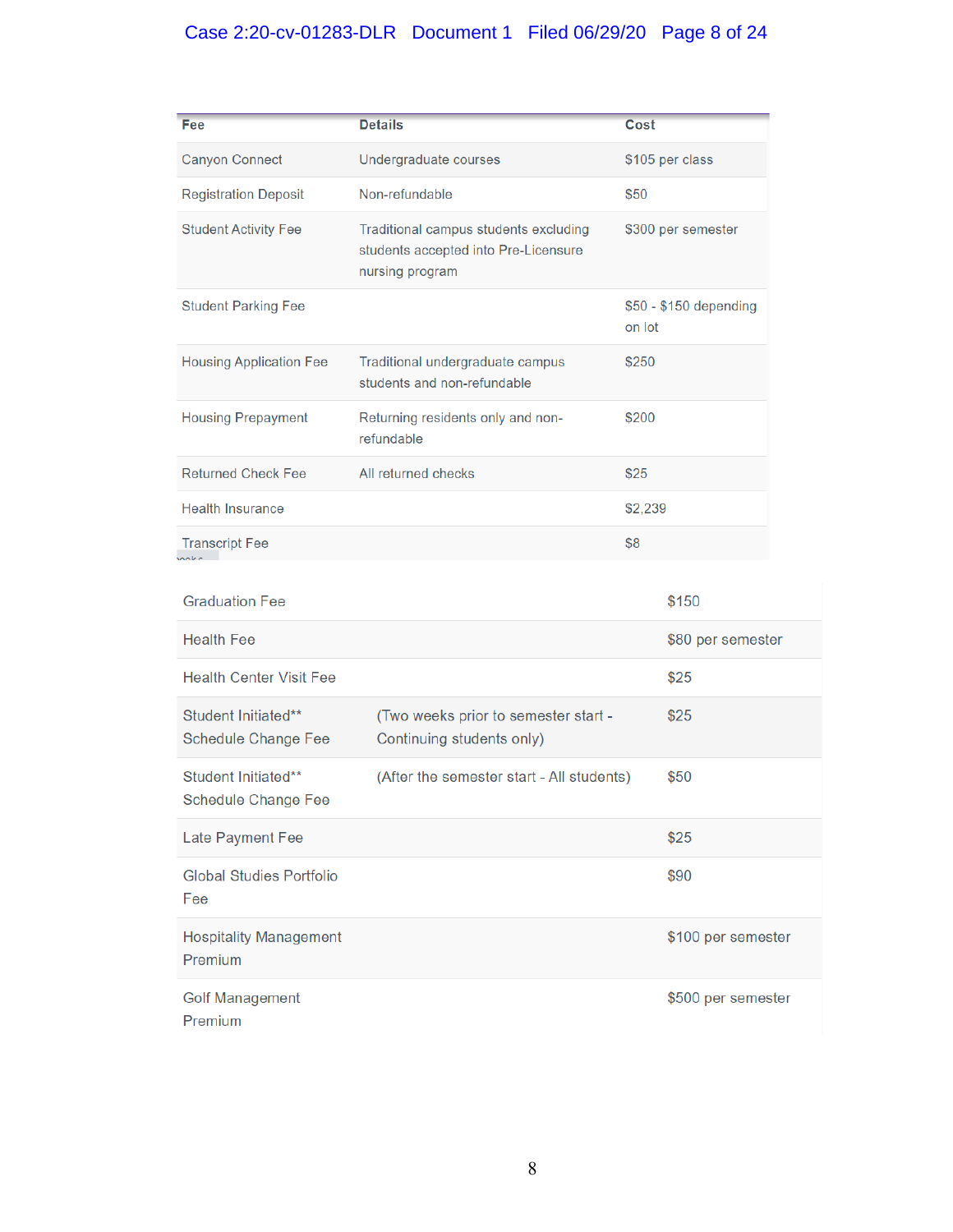| Fee | Details | Cost |
|---|---|---|
| Canyon Connect | Undergraduate courses | $105 per class |
| Registration Deposit | Non-refundable | $50 |
| Student Activity Fee | Traditional campus students excluding students accepted into Pre-Licensure nursing program | $300 per semester |
| Student Parking Fee | | $50 - $150 depending on lot |
| Housing Application Fee | Traditional undergraduate campus students and non-refundable | $250 |
| Housing Prepayment | Returning residents only and non-refundable | $200 |
| Returned Check Fee | All returned checks | $25 |
| Health Insurance | | $2,239 |
| Transcript Fee | | $8 |
| Graduation Fee | | $150 |
| Health Fee | | $80 per semester |
| Health Center Visit Fee | | $25 |
| Student Initiated** Schedule Change Fee | (Two weeks prior to semester start - Continuing students only) | $25 |
| Student Initiated** Schedule Change Fee | (After the semester start - All students) | $50 |
| Late Payment Fee | | $25 |
| Global Studies Portfolio Fee | | $90 |
| Hospitality Management Premium | | $100 per semester |
| Golf Management Premium | | $500 per semester |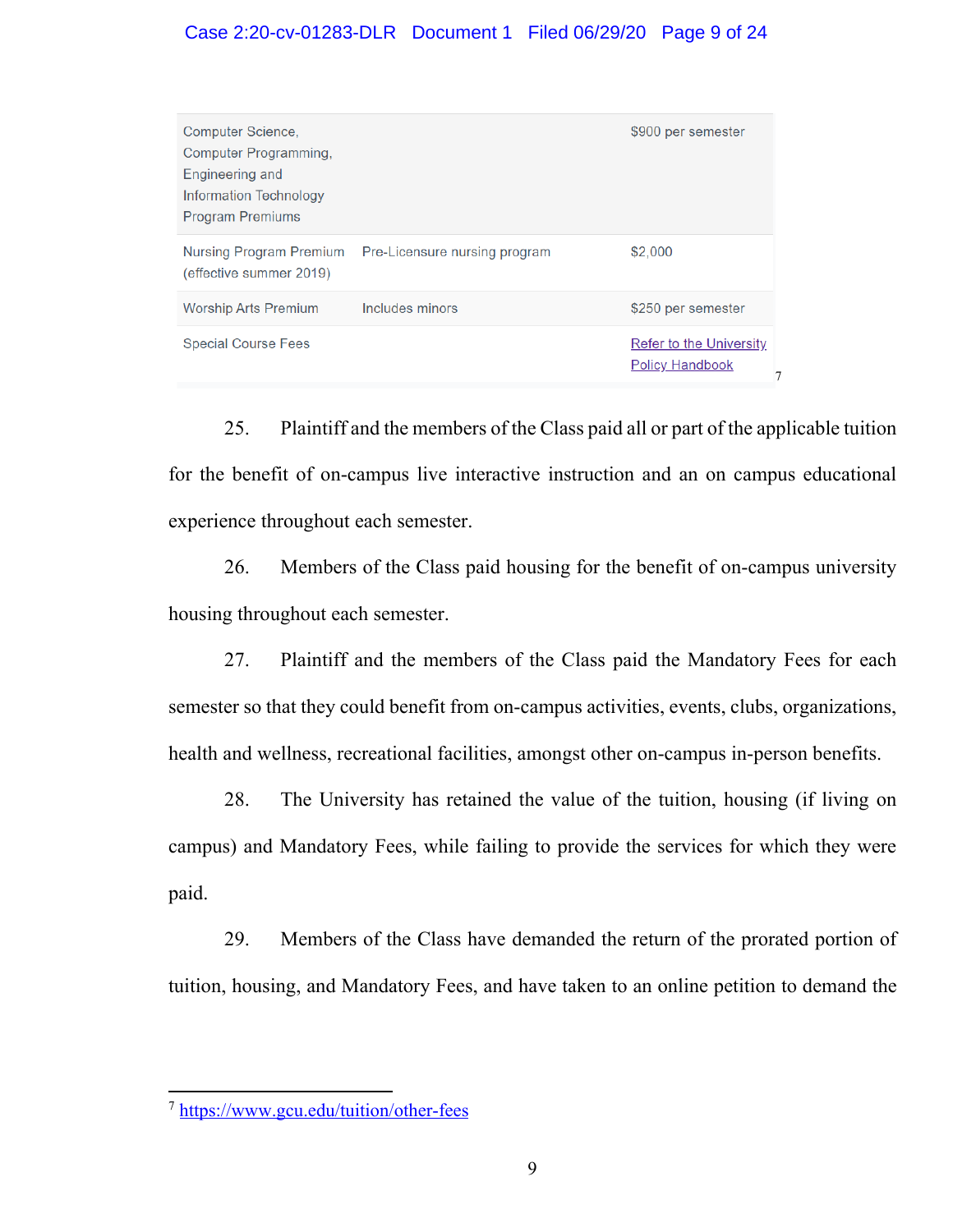| | | |
|---|---|---|
| Computer Science, Computer Programming, Engineering and Information Technology Program Premiums | | $900 per semester |
| Nursing Program Premium (effective summer 2019) | Pre-Licensure nursing program | $2,000 |
| Worship Arts Premium | Includes minors | $250 per semester |
| Special Course Fees | | Refer to the University Policy Handbook |

[7]

25. Plaintiff and the members of the Class paid all or part of the applicable tuition for the benefit of on-campus live interactive instruction and an on campus educational experience throughout each semester.

26. Members of the Class paid housing for the benefit of on-campus university housing throughout each semester.

27. Plaintiff and the members of the Class paid the Mandatory Fees for each semester so that they could benefit from on-campus activities, events, clubs, organizations, health and wellness, recreational facilities, amongst other on-campus in-person benefits.

28. The University has retained the value of the tuition, housing (if living on campus) and Mandatory Fees, while failing to provide the services for which they were paid.

29. Members of the Class have demanded the return of the prorated portion of tuition, housing, and Mandatory Fees, and have taken to an online petition to demand the

---

[7] https://www.gcu.edu/tuition/other-fees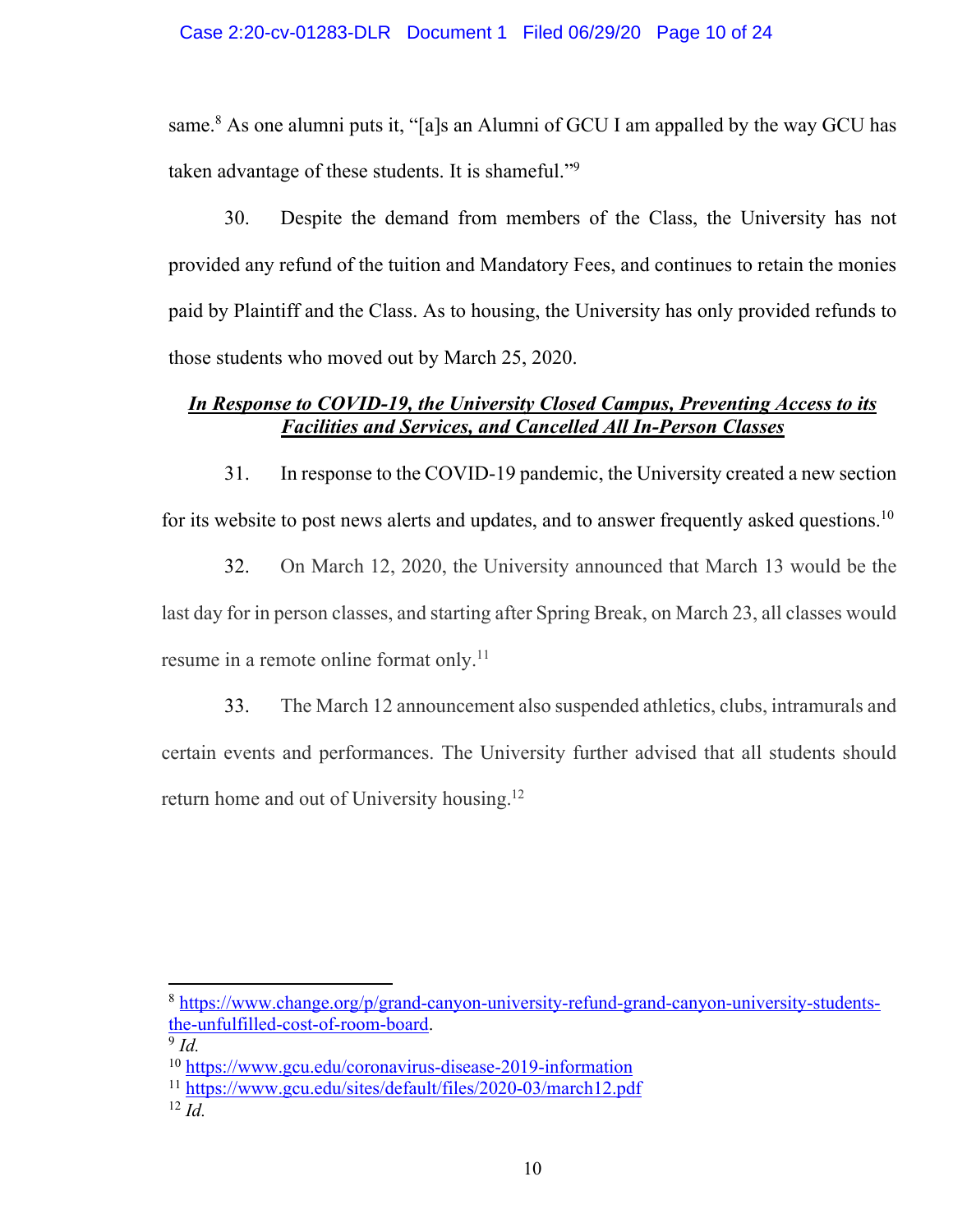same.[8] As one alumni puts it, "[a]s an Alumni of GCU I am appalled by the way GCU has taken advantage of these students. It is shameful."[9]

30. Despite the demand from members of the Class, the University has not provided any refund of the tuition and Mandatory Fees, and continues to retain the monies paid by Plaintiff and the Class. As to housing, the University has only provided refunds to those students who moved out by March 25, 2020.

***In Response to COVID-19, the University Closed Campus, Preventing Access to its Facilities and Services, and Cancelled All In-Person Classes***

31. In response to the COVID-19 pandemic, the University created a new section for its website to post news alerts and updates, and to answer frequently asked questions.[10]

32. On March 12, 2020, the University announced that March 13 would be the last day for in person classes, and starting after Spring Break, on March 23, all classes would resume in a remote online format only.[11]

33. The March 12 announcement also suspended athletics, clubs, intramurals and certain events and performances. The University further advised that all students should return home and out of University housing.[12]

---

[8] https://www.change.org/p/grand-canyon-university-refund-grand-canyon-university-students-the-unfulfilled-cost-of-room-board.

[9] *Id.*

[10] https://www.gcu.edu/coronavirus-disease-2019-information

[11] https://www.gcu.edu/sites/default/files/2020-03/march12.pdf

[12] *Id.*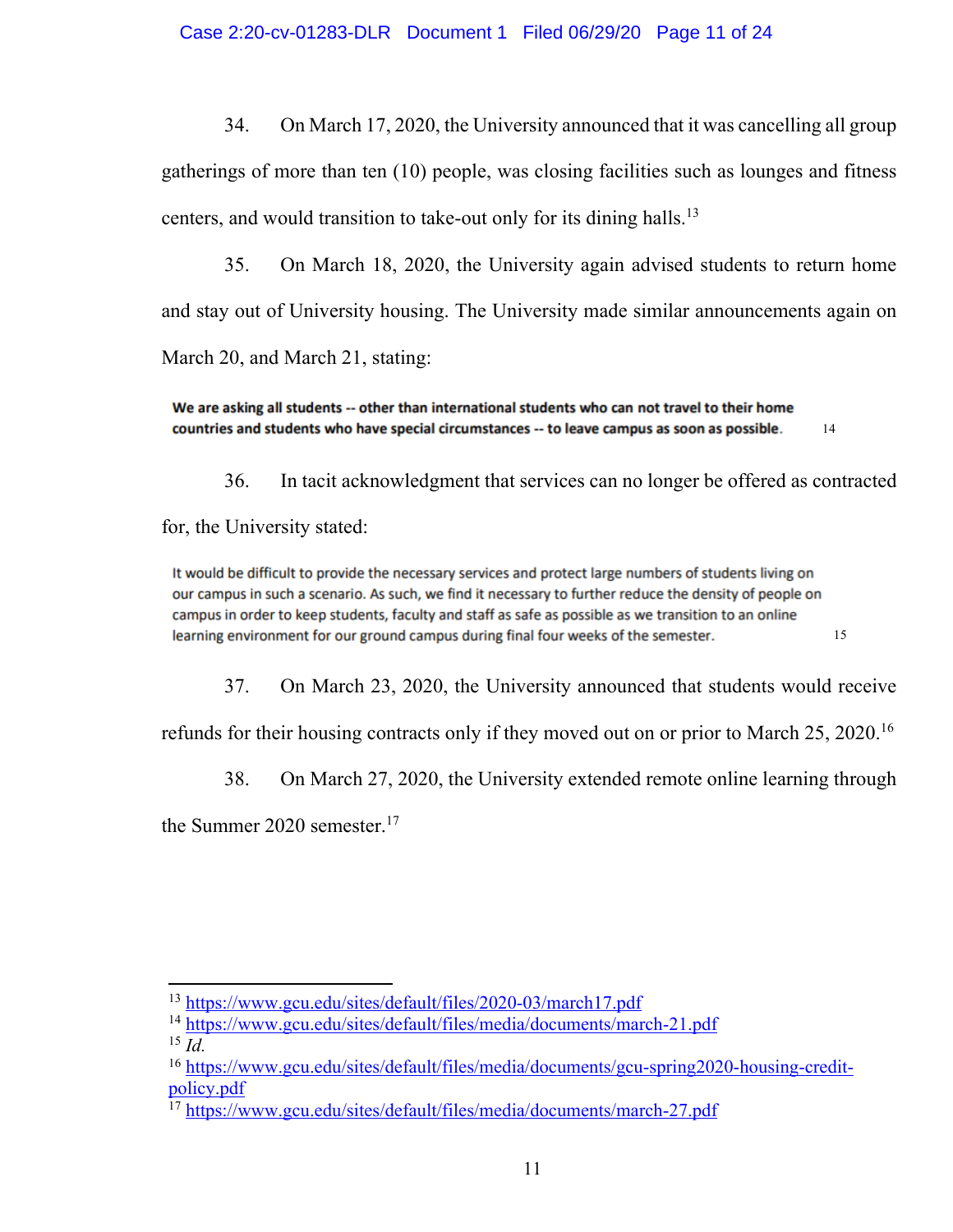34. On March 17, 2020, the University announced that it was cancelling all group gatherings of more than ten (10) people, was closing facilities such as lounges and fitness centers, and would transition to take-out only for its dining halls.[13]

35. On March 18, 2020, the University again advised students to return home and stay out of University housing. The University made similar announcements again on March 20, and March 21, stating:

> **We are asking all students -- other than international students who can not travel to their home countries and students who have special circumstances -- to leave campus as soon as possible.** [14]

36. In tacit acknowledgment that services can no longer be offered as contracted for, the University stated:

> It would be difficult to provide the necessary services and protect large numbers of students living on our campus in such a scenario. As such, we find it necessary to further reduce the density of people on campus in order to keep students, faculty and staff as safe as possible as we transition to an online learning environment for our ground campus during final four weeks of the semester. [15]

37. On March 23, 2020, the University announced that students would receive refunds for their housing contracts only if they moved out on or prior to March 25, 2020.[16]

38. On March 27, 2020, the University extended remote online learning through the Summer 2020 semester.[17]

---

[13] https://www.gcu.edu/sites/default/files/2020-03/march17.pdf

[14] https://www.gcu.edu/sites/default/files/media/documents/march-21.pdf

[15] *Id.*

[16] https://www.gcu.edu/sites/default/files/media/documents/gcu-spring2020-housing-credit-policy.pdf

[17] https://www.gcu.edu/sites/default/files/media/documents/march-27.pdf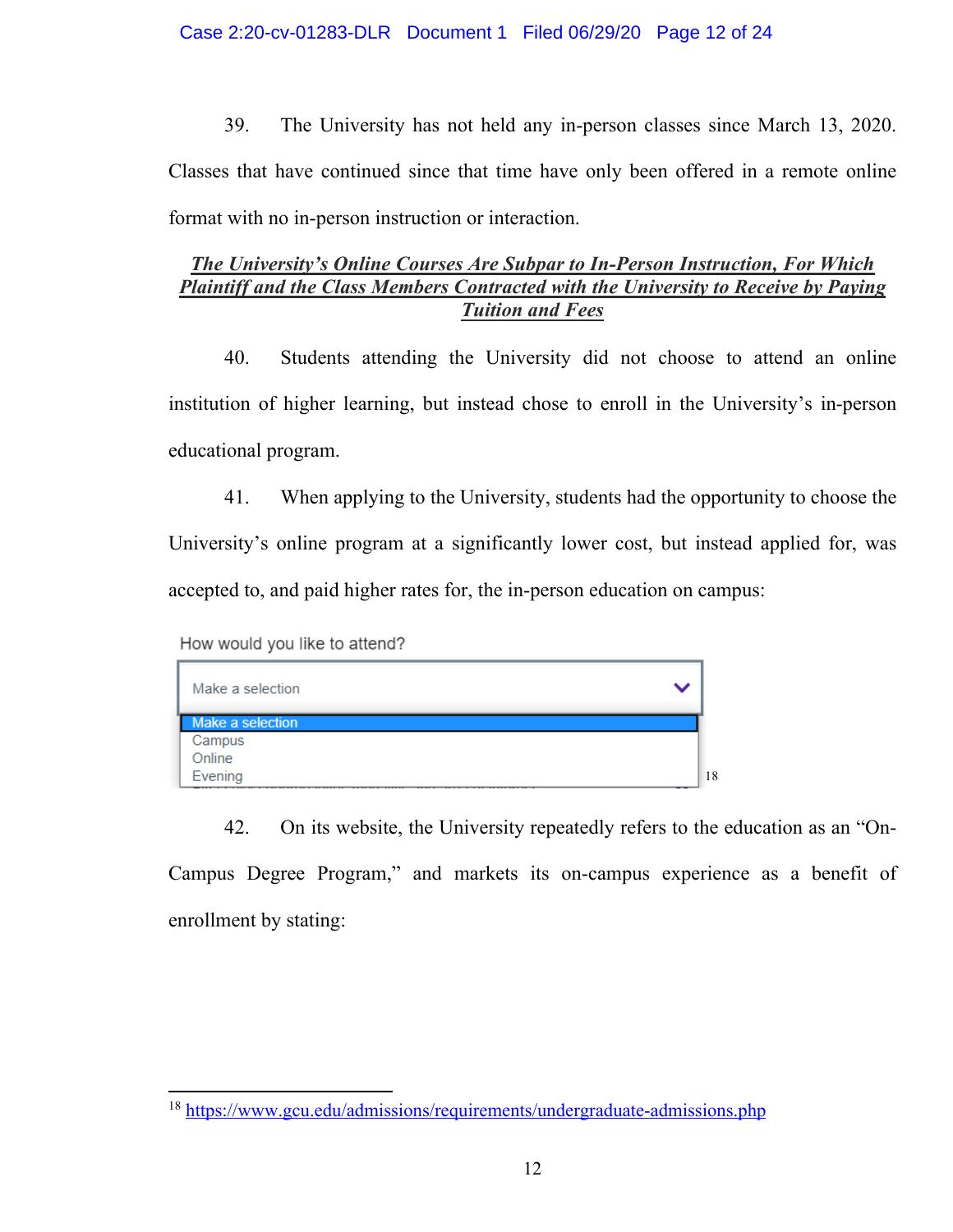39. The University has not held any in-person classes since March 13, 2020. Classes that have continued since that time have only been offered in a remote online format with no in-person instruction or interaction.

***<u>The University's Online Courses Are Subpar to In-Person Instruction, For Which Plaintiff and the Class Members Contracted with the University to Receive by Paying Tuition and Fees</u>***

40. Students attending the University did not choose to attend an online institution of higher learning, but instead chose to enroll in the University's in-person educational program.

41. When applying to the University, students had the opportunity to choose the University's online program at a significantly lower cost, but instead applied for, was accepted to, and paid higher rates for, the in-person education on campus:

How would you like to attend?

Make a selection

- Make a selection
- Campus
- Online
- Evening

[18]

42. On its website, the University repeatedly refers to the education as an "On-Campus Degree Program," and markets its on-campus experience as a benefit of enrollment by stating:

---

[18] https://www.gcu.edu/admissions/requirements/undergraduate-admissions.php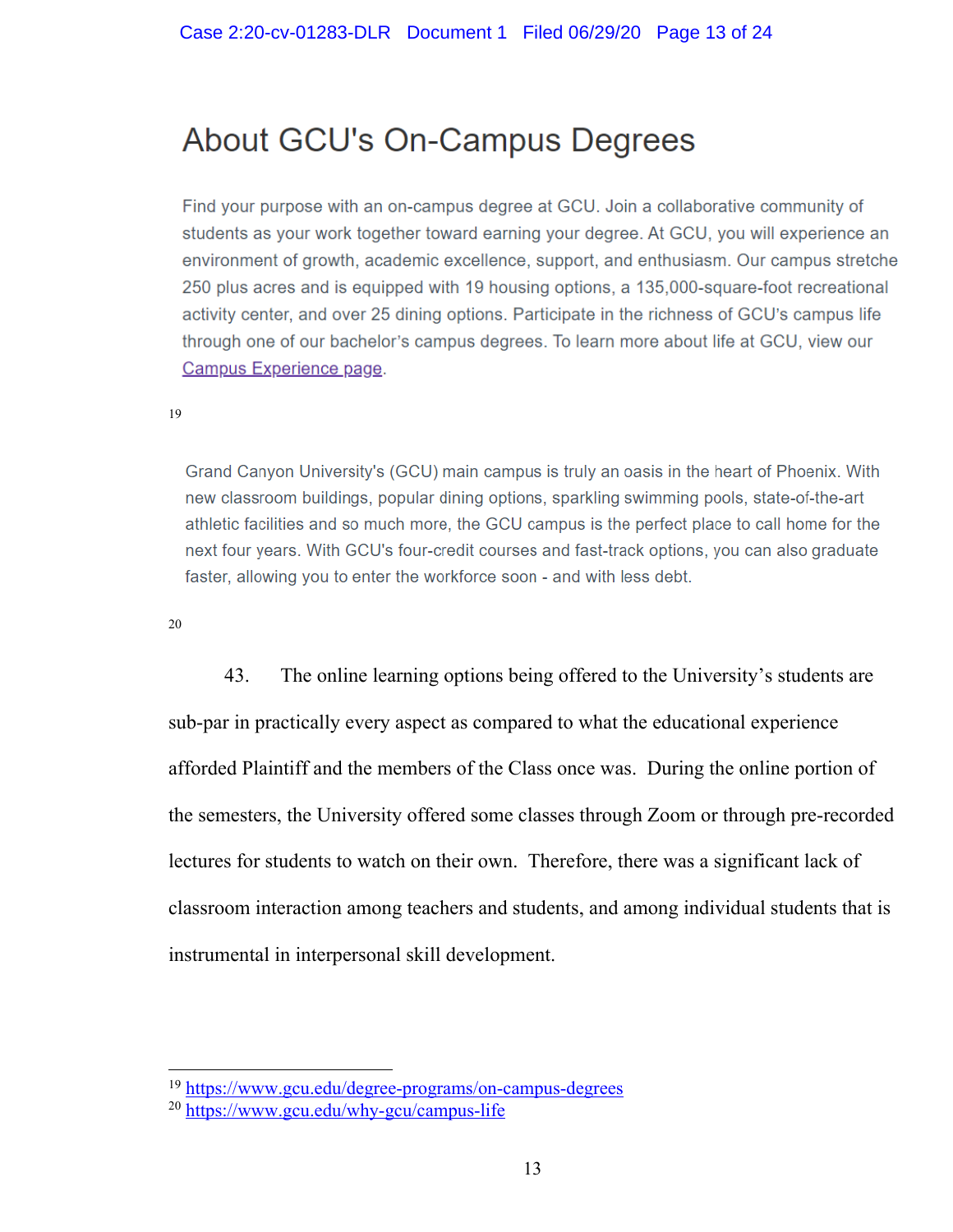## About GCU's On-Campus Degrees

Find your purpose with an on-campus degree at GCU. Join a collaborative community of students as your work together toward earning your degree. At GCU, you will experience an environment of growth, academic excellence, support, and enthusiasm. Our campus stretche 250 plus acres and is equipped with 19 housing options, a 135,000-square-foot recreational activity center, and over 25 dining options. Participate in the richness of GCU's campus life through one of our bachelor's campus degrees. To learn more about life at GCU, view our Campus Experience page.

[19]

Grand Canyon University's (GCU) main campus is truly an oasis in the heart of Phoenix. With new classroom buildings, popular dining options, sparkling swimming pools, state-of-the-art athletic facilities and so much more, the GCU campus is the perfect place to call home for the next four years. With GCU's four-credit courses and fast-track options, you can also graduate faster, allowing you to enter the workforce soon - and with less debt.

[20]

43. The online learning options being offered to the University's students are sub-par in practically every aspect as compared to what the educational experience afforded Plaintiff and the members of the Class once was. During the online portion of the semesters, the University offered some classes through Zoom or through pre-recorded lectures for students to watch on their own. Therefore, there was a significant lack of classroom interaction among teachers and students, and among individual students that is instrumental in interpersonal skill development.

---

[19] https://www.gcu.edu/degree-programs/on-campus-degrees

[20] https://www.gcu.edu/why-gcu/campus-life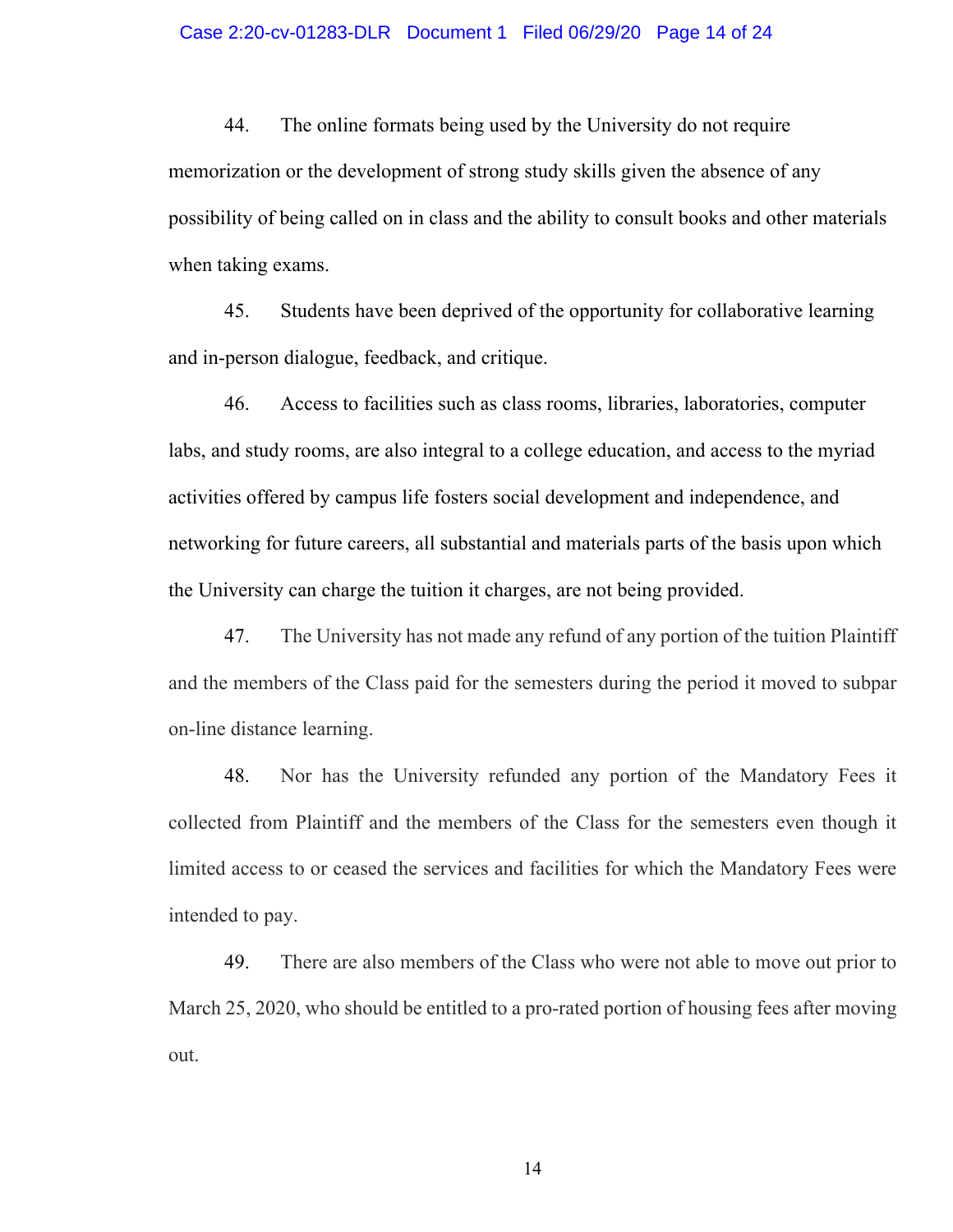44. The online formats being used by the University do not require memorization or the development of strong study skills given the absence of any possibility of being called on in class and the ability to consult books and other materials when taking exams.

45. Students have been deprived of the opportunity for collaborative learning and in-person dialogue, feedback, and critique.

46. Access to facilities such as class rooms, libraries, laboratories, computer labs, and study rooms, are also integral to a college education, and access to the myriad activities offered by campus life fosters social development and independence, and networking for future careers, all substantial and materials parts of the basis upon which the University can charge the tuition it charges, are not being provided.

47. The University has not made any refund of any portion of the tuition Plaintiff and the members of the Class paid for the semesters during the period it moved to subpar on-line distance learning.

48. Nor has the University refunded any portion of the Mandatory Fees it collected from Plaintiff and the members of the Class for the semesters even though it limited access to or ceased the services and facilities for which the Mandatory Fees were intended to pay.

49. There are also members of the Class who were not able to move out prior to March 25, 2020, who should be entitled to a pro-rated portion of housing fees after moving out.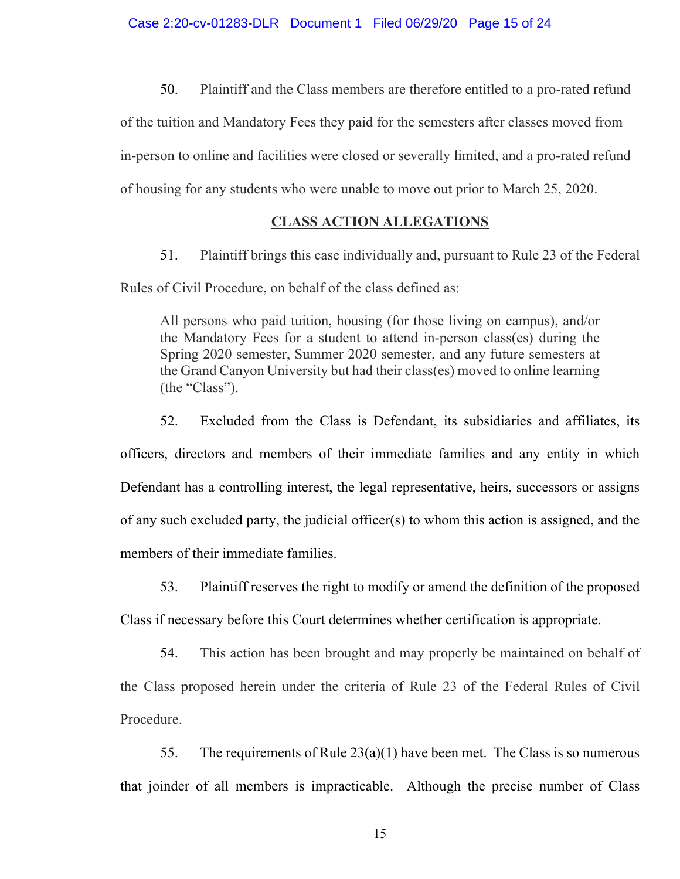50. Plaintiff and the Class members are therefore entitled to a pro-rated refund of the tuition and Mandatory Fees they paid for the semesters after classes moved from in-person to online and facilities were closed or severally limited, and a pro-rated refund of housing for any students who were unable to move out prior to March 25, 2020.

## CLASS ACTION ALLEGATIONS

51. Plaintiff brings this case individually and, pursuant to Rule 23 of the Federal Rules of Civil Procedure, on behalf of the class defined as:

> All persons who paid tuition, housing (for those living on campus), and/or the Mandatory Fees for a student to attend in-person class(es) during the Spring 2020 semester, Summer 2020 semester, and any future semesters at the Grand Canyon University but had their class(es) moved to online learning (the "Class").

52. Excluded from the Class is Defendant, its subsidiaries and affiliates, its officers, directors and members of their immediate families and any entity in which Defendant has a controlling interest, the legal representative, heirs, successors or assigns of any such excluded party, the judicial officer(s) to whom this action is assigned, and the members of their immediate families.

53. Plaintiff reserves the right to modify or amend the definition of the proposed Class if necessary before this Court determines whether certification is appropriate.

54. This action has been brought and may properly be maintained on behalf of the Class proposed herein under the criteria of Rule 23 of the Federal Rules of Civil Procedure.

55. The requirements of Rule 23(a)(1) have been met. The Class is so numerous that joinder of all members is impracticable. Although the precise number of Class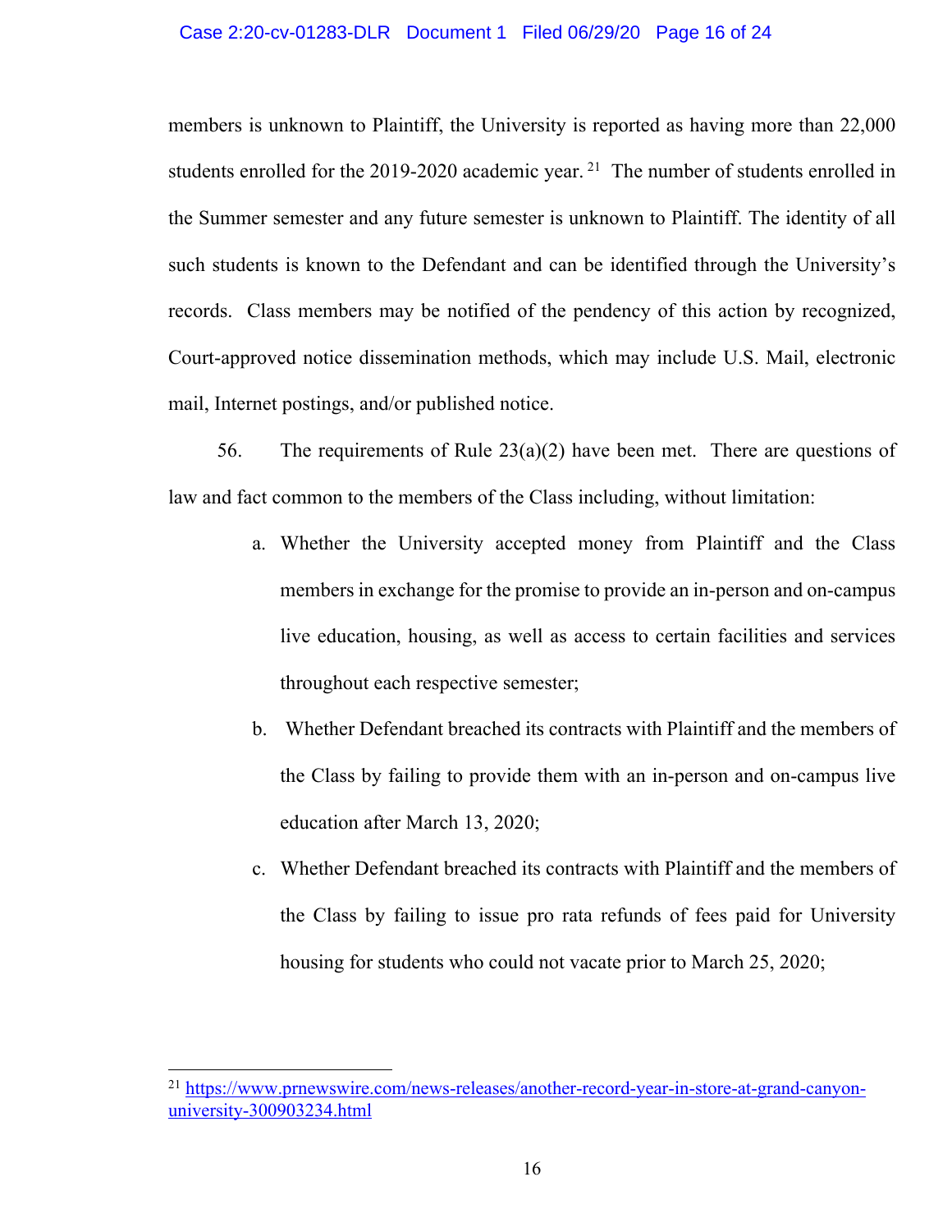members is unknown to Plaintiff, the University is reported as having more than 22,000 students enrolled for the 2019-2020 academic year.[21] The number of students enrolled in the Summer semester and any future semester is unknown to Plaintiff. The identity of all such students is known to the Defendant and can be identified through the University's records. Class members may be notified of the pendency of this action by recognized, Court-approved notice dissemination methods, which may include U.S. Mail, electronic mail, Internet postings, and/or published notice.

56. The requirements of Rule 23(a)(2) have been met. There are questions of law and fact common to the members of the Class including, without limitation:

a. Whether the University accepted money from Plaintiff and the Class members in exchange for the promise to provide an in-person and on-campus live education, housing, as well as access to certain facilities and services throughout each respective semester;

b. Whether Defendant breached its contracts with Plaintiff and the members of the Class by failing to provide them with an in-person and on-campus live education after March 13, 2020;

c. Whether Defendant breached its contracts with Plaintiff and the members of the Class by failing to issue pro rata refunds of fees paid for University housing for students who could not vacate prior to March 25, 2020;

---

[21] https://www.prnewswire.com/news-releases/another-record-year-in-store-at-grand-canyon-university-300903234.html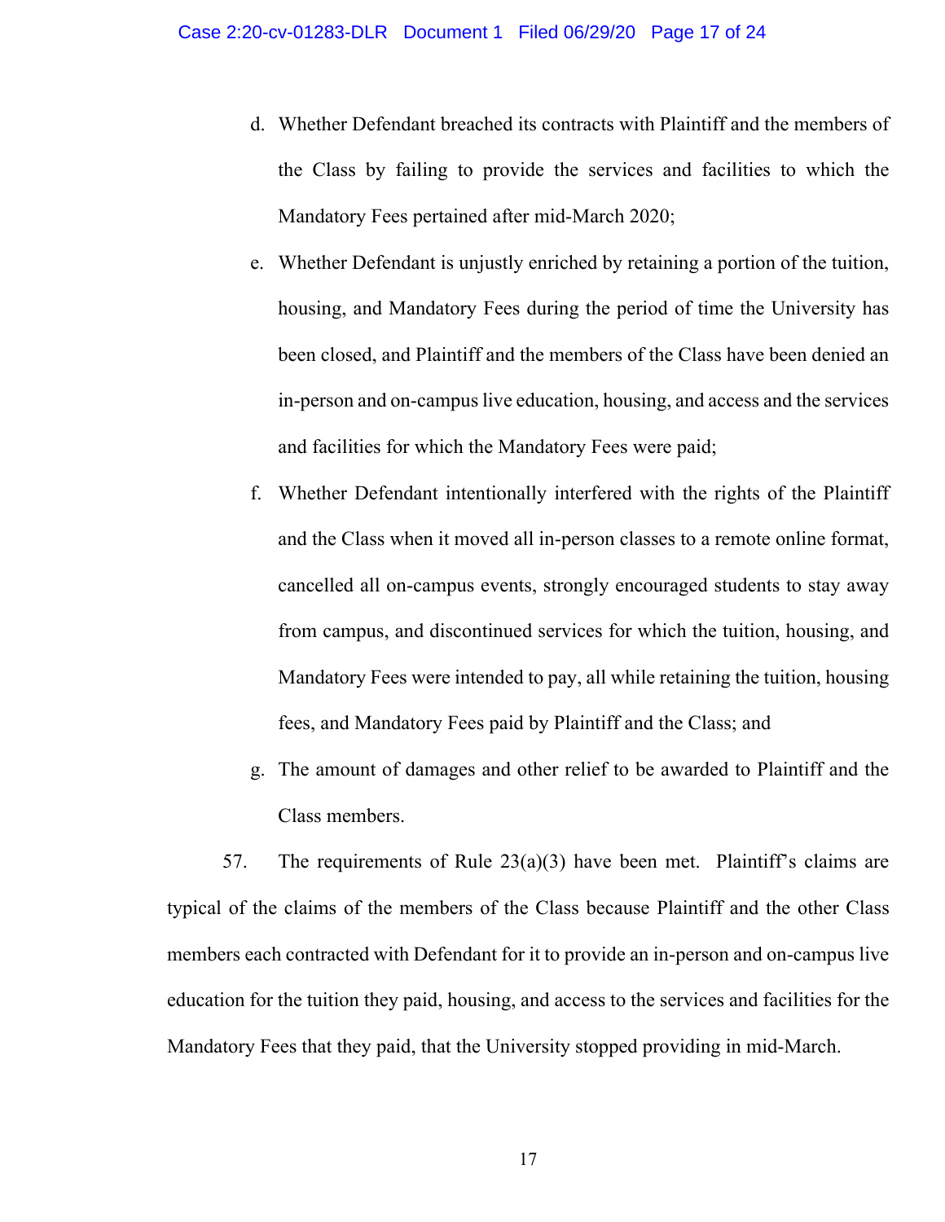d. Whether Defendant breached its contracts with Plaintiff and the members of the Class by failing to provide the services and facilities to which the Mandatory Fees pertained after mid-March 2020;

e. Whether Defendant is unjustly enriched by retaining a portion of the tuition, housing, and Mandatory Fees during the period of time the University has been closed, and Plaintiff and the members of the Class have been denied an in-person and on-campus live education, housing, and access and the services and facilities for which the Mandatory Fees were paid;

f. Whether Defendant intentionally interfered with the rights of the Plaintiff and the Class when it moved all in-person classes to a remote online format, cancelled all on-campus events, strongly encouraged students to stay away from campus, and discontinued services for which the tuition, housing, and Mandatory Fees were intended to pay, all while retaining the tuition, housing fees, and Mandatory Fees paid by Plaintiff and the Class; and

g. The amount of damages and other relief to be awarded to Plaintiff and the Class members.

57. The requirements of Rule 23(a)(3) have been met. Plaintiff's claims are typical of the claims of the members of the Class because Plaintiff and the other Class members each contracted with Defendant for it to provide an in-person and on-campus live education for the tuition they paid, housing, and access to the services and facilities for the Mandatory Fees that they paid, that the University stopped providing in mid-March.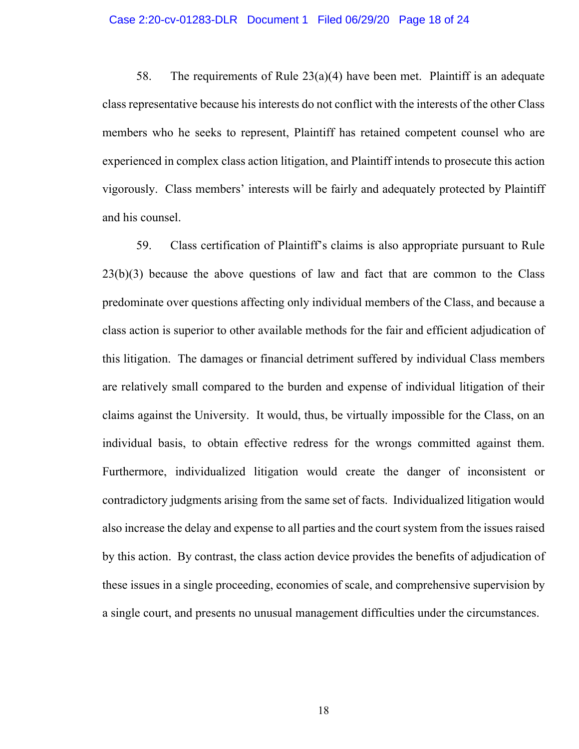58. The requirements of Rule 23(a)(4) have been met. Plaintiff is an adequate class representative because his interests do not conflict with the interests of the other Class members who he seeks to represent, Plaintiff has retained competent counsel who are experienced in complex class action litigation, and Plaintiff intends to prosecute this action vigorously. Class members' interests will be fairly and adequately protected by Plaintiff and his counsel.

59. Class certification of Plaintiff's claims is also appropriate pursuant to Rule 23(b)(3) because the above questions of law and fact that are common to the Class predominate over questions affecting only individual members of the Class, and because a class action is superior to other available methods for the fair and efficient adjudication of this litigation. The damages or financial detriment suffered by individual Class members are relatively small compared to the burden and expense of individual litigation of their claims against the University. It would, thus, be virtually impossible for the Class, on an individual basis, to obtain effective redress for the wrongs committed against them. Furthermore, individualized litigation would create the danger of inconsistent or contradictory judgments arising from the same set of facts. Individualized litigation would also increase the delay and expense to all parties and the court system from the issues raised by this action. By contrast, the class action device provides the benefits of adjudication of these issues in a single proceeding, economies of scale, and comprehensive supervision by a single court, and presents no unusual management difficulties under the circumstances.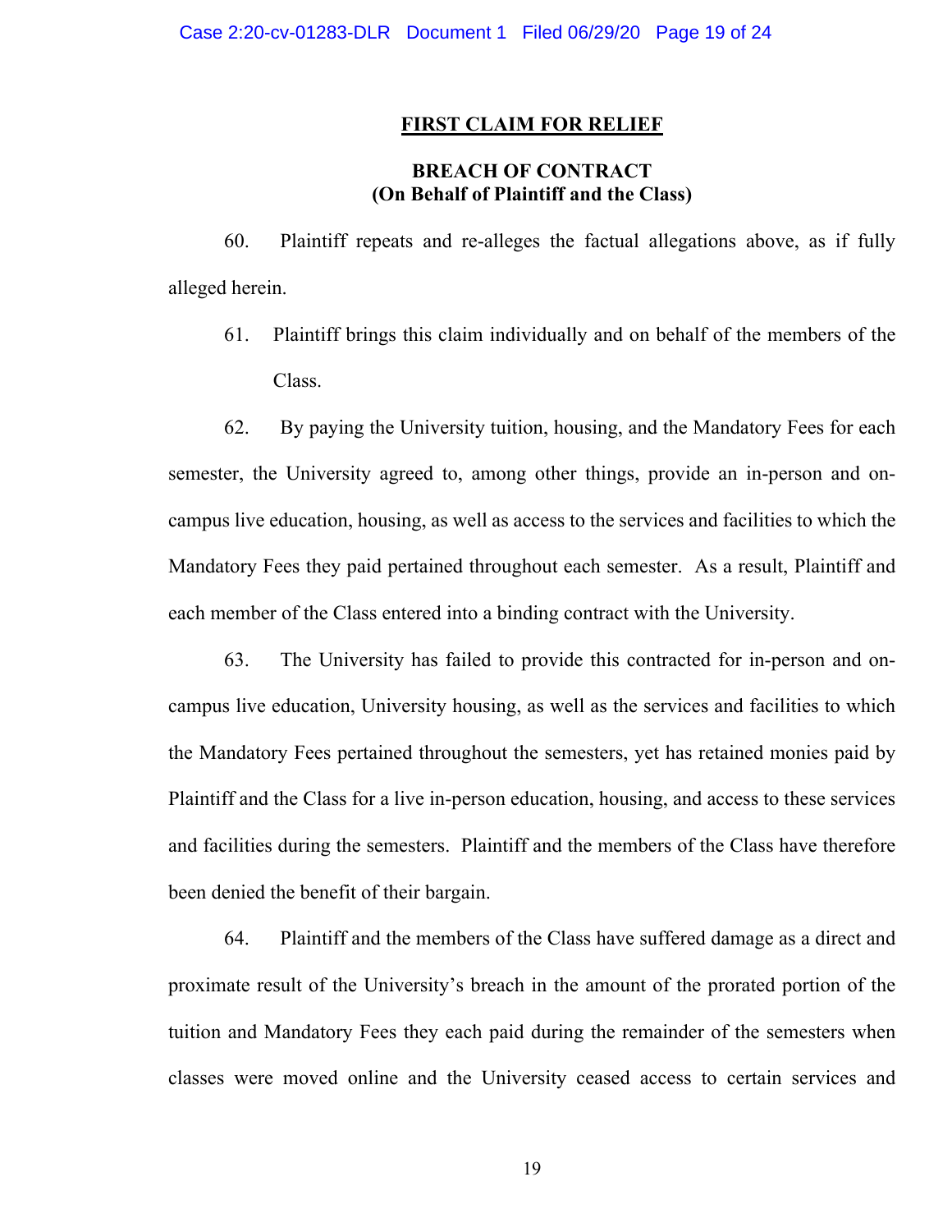## FIRST CLAIM FOR RELIEF

### BREACH OF CONTRACT
### (On Behalf of Plaintiff and the Class)

60. Plaintiff repeats and re-alleges the factual allegations above, as if fully alleged herein.

61. Plaintiff brings this claim individually and on behalf of the members of the Class.

62. By paying the University tuition, housing, and the Mandatory Fees for each semester, the University agreed to, among other things, provide an in-person and on-campus live education, housing, as well as access to the services and facilities to which the Mandatory Fees they paid pertained throughout each semester. As a result, Plaintiff and each member of the Class entered into a binding contract with the University.

63. The University has failed to provide this contracted for in-person and on-campus live education, University housing, as well as the services and facilities to which the Mandatory Fees pertained throughout the semesters, yet has retained monies paid by Plaintiff and the Class for a live in-person education, housing, and access to these services and facilities during the semesters. Plaintiff and the members of the Class have therefore been denied the benefit of their bargain.

64. Plaintiff and the members of the Class have suffered damage as a direct and proximate result of the University's breach in the amount of the prorated portion of the tuition and Mandatory Fees they each paid during the remainder of the semesters when classes were moved online and the University ceased access to certain services and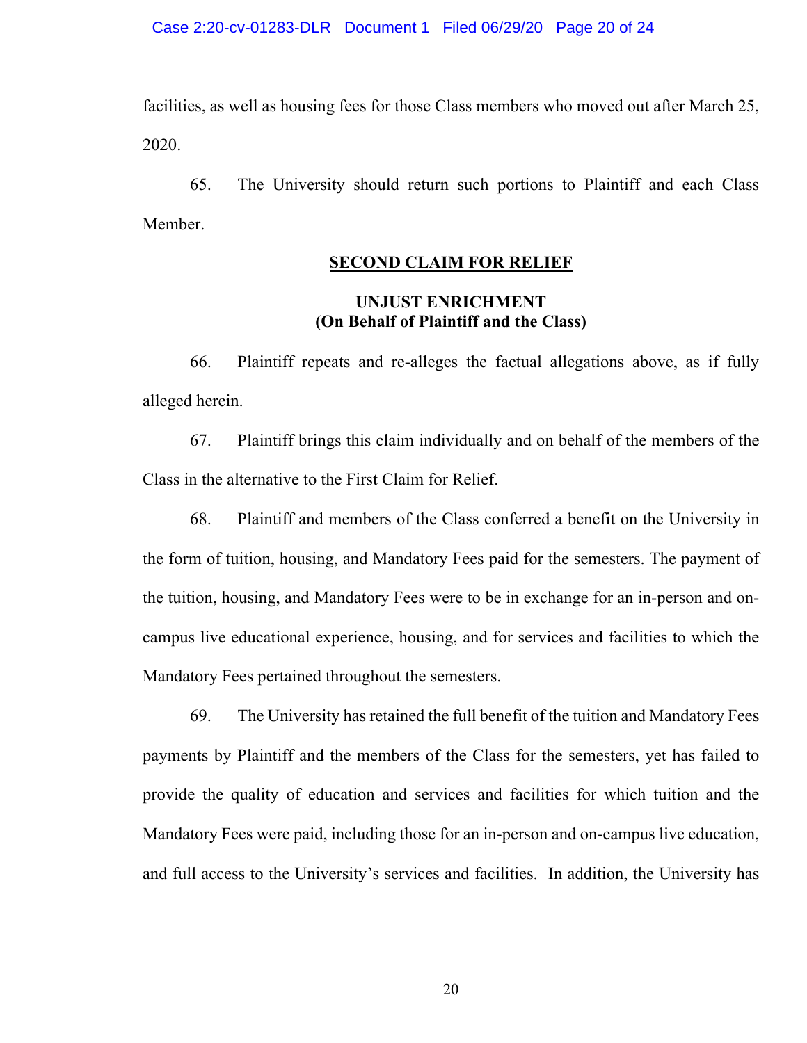facilities, as well as housing fees for those Class members who moved out after March 25, 2020.

65. The University should return such portions to Plaintiff and each Class Member.

## SECOND CLAIM FOR RELIEF

### UNJUST ENRICHMENT
### (On Behalf of Plaintiff and the Class)

66. Plaintiff repeats and re-alleges the factual allegations above, as if fully alleged herein.

67. Plaintiff brings this claim individually and on behalf of the members of the Class in the alternative to the First Claim for Relief.

68. Plaintiff and members of the Class conferred a benefit on the University in the form of tuition, housing, and Mandatory Fees paid for the semesters. The payment of the tuition, housing, and Mandatory Fees were to be in exchange for an in-person and on-campus live educational experience, housing, and for services and facilities to which the Mandatory Fees pertained throughout the semesters.

69. The University has retained the full benefit of the tuition and Mandatory Fees payments by Plaintiff and the members of the Class for the semesters, yet has failed to provide the quality of education and services and facilities for which tuition and the Mandatory Fees were paid, including those for an in-person and on-campus live education, and full access to the University's services and facilities. In addition, the University has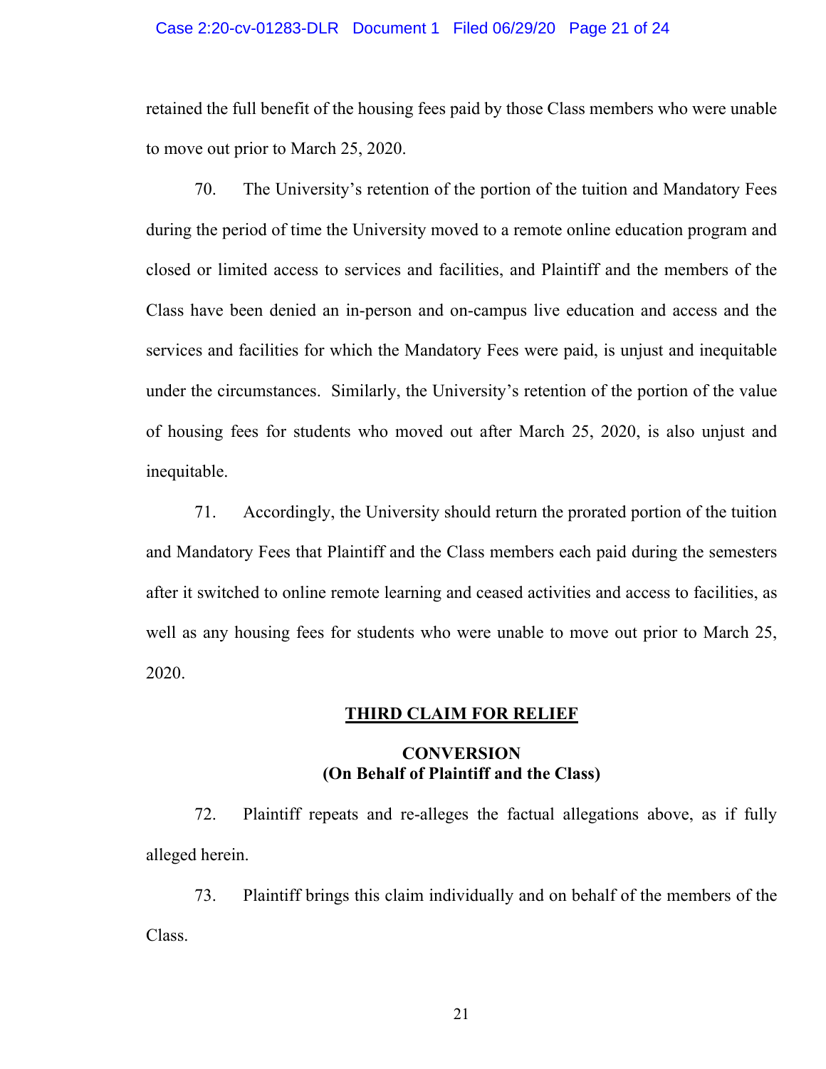retained the full benefit of the housing fees paid by those Class members who were unable to move out prior to March 25, 2020.

70. The University's retention of the portion of the tuition and Mandatory Fees during the period of time the University moved to a remote online education program and closed or limited access to services and facilities, and Plaintiff and the members of the Class have been denied an in-person and on-campus live education and access and the services and facilities for which the Mandatory Fees were paid, is unjust and inequitable under the circumstances. Similarly, the University's retention of the portion of the value of housing fees for students who moved out after March 25, 2020, is also unjust and inequitable.

71. Accordingly, the University should return the prorated portion of the tuition and Mandatory Fees that Plaintiff and the Class members each paid during the semesters after it switched to online remote learning and ceased activities and access to facilities, as well as any housing fees for students who were unable to move out prior to March 25, 2020.

## <u>THIRD CLAIM FOR RELIEF</u>

### CONVERSION
### (On Behalf of Plaintiff and the Class)

72. Plaintiff repeats and re-alleges the factual allegations above, as if fully alleged herein.

73. Plaintiff brings this claim individually and on behalf of the members of the Class.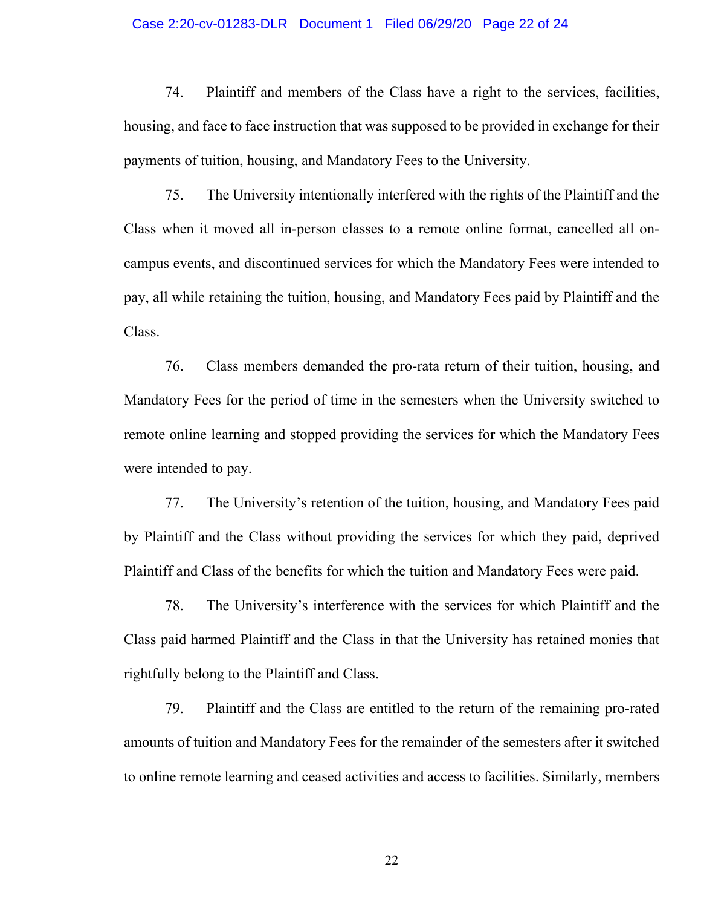74. Plaintiff and members of the Class have a right to the services, facilities, housing, and face to face instruction that was supposed to be provided in exchange for their payments of tuition, housing, and Mandatory Fees to the University.

75. The University intentionally interfered with the rights of the Plaintiff and the Class when it moved all in-person classes to a remote online format, cancelled all on-campus events, and discontinued services for which the Mandatory Fees were intended to pay, all while retaining the tuition, housing, and Mandatory Fees paid by Plaintiff and the Class.

76. Class members demanded the pro-rata return of their tuition, housing, and Mandatory Fees for the period of time in the semesters when the University switched to remote online learning and stopped providing the services for which the Mandatory Fees were intended to pay.

77. The University's retention of the tuition, housing, and Mandatory Fees paid by Plaintiff and the Class without providing the services for which they paid, deprived Plaintiff and Class of the benefits for which the tuition and Mandatory Fees were paid.

78. The University's interference with the services for which Plaintiff and the Class paid harmed Plaintiff and the Class in that the University has retained monies that rightfully belong to the Plaintiff and Class.

79. Plaintiff and the Class are entitled to the return of the remaining pro-rated amounts of tuition and Mandatory Fees for the remainder of the semesters after it switched to online remote learning and ceased activities and access to facilities. Similarly, members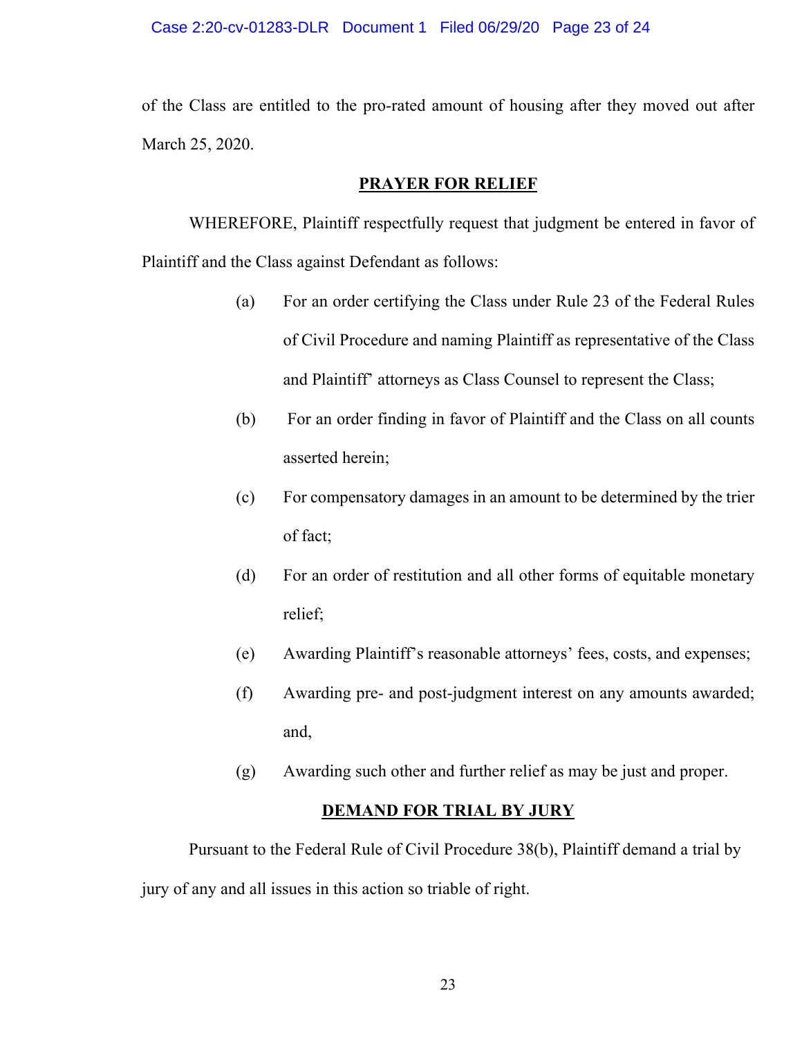of the Class are entitled to the pro-rated amount of housing after they moved out after March 25, 2020.

## PRAYER FOR RELIEF

WHEREFORE, Plaintiff respectfully request that judgment be entered in favor of Plaintiff and the Class against Defendant as follows:

(a) For an order certifying the Class under Rule 23 of the Federal Rules of Civil Procedure and naming Plaintiff as representative of the Class and Plaintiff' attorneys as Class Counsel to represent the Class;

(b) For an order finding in favor of Plaintiff and the Class on all counts asserted herein;

(c) For compensatory damages in an amount to be determined by the trier of fact;

(d) For an order of restitution and all other forms of equitable monetary relief;

(e) Awarding Plaintiff's reasonable attorneys' fees, costs, and expenses;

(f) Awarding pre- and post-judgment interest on any amounts awarded; and,

(g) Awarding such other and further relief as may be just and proper.

## DEMAND FOR TRIAL BY JURY

Pursuant to the Federal Rule of Civil Procedure 38(b), Plaintiff demand a trial by jury of any and all issues in this action so triable of right.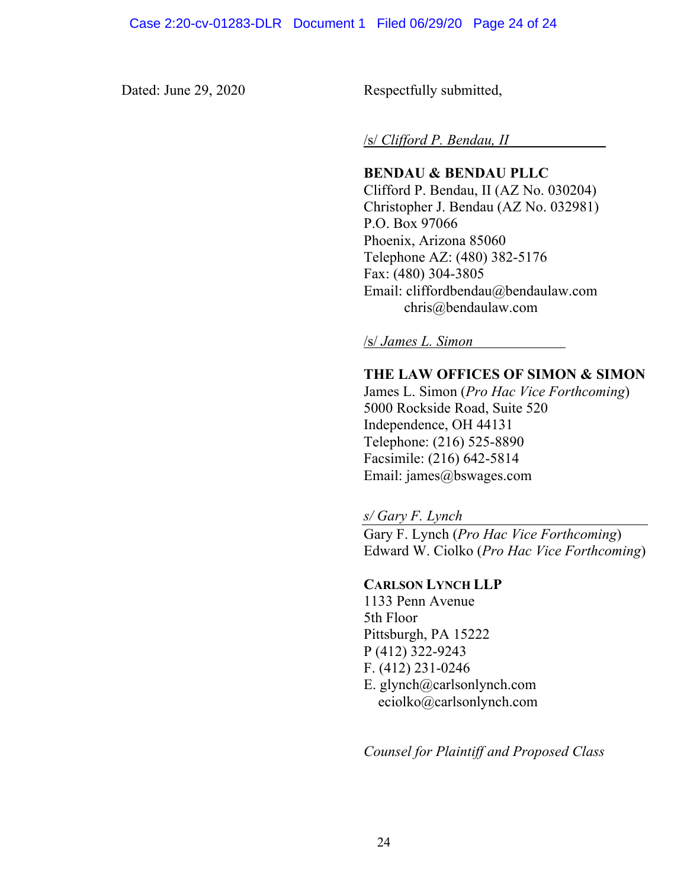Dated: June 29, 2020

Respectfully submitted,

/s/ *Clifford P. Bendau, II*

**BENDAU & BENDAU PLLC**
Clifford P. Bendau, II (AZ No. 030204)
Christopher J. Bendau (AZ No. 032981)
P.O. Box 97066
Phoenix, Arizona 85060
Telephone AZ: (480) 382-5176
Fax: (480) 304-3805
Email: cliffordbendau@bendaulaw.com
chris@bendaulaw.com

/s/ *James L. Simon*

**THE LAW OFFICES OF SIMON & SIMON**
James L. Simon (*Pro Hac Vice Forthcoming*)
5000 Rockside Road, Suite 520
Independence, OH 44131
Telephone: (216) 525-8890
Facsimile: (216) 642-5814
Email: james@bswages.com

*s/ Gary F. Lynch*

Gary F. Lynch (*Pro Hac Vice Forthcoming*)
Edward W. Ciolko (*Pro Hac Vice Forthcoming*)

**CARLSON LYNCH LLP**
1133 Penn Avenue
5th Floor
Pittsburgh, PA 15222
P (412) 322-9243
F. (412) 231-0246
E. glynch@carlsonlynch.com
eciolko@carlsonlynch.com

*Counsel for Plaintiff and Proposed Class*